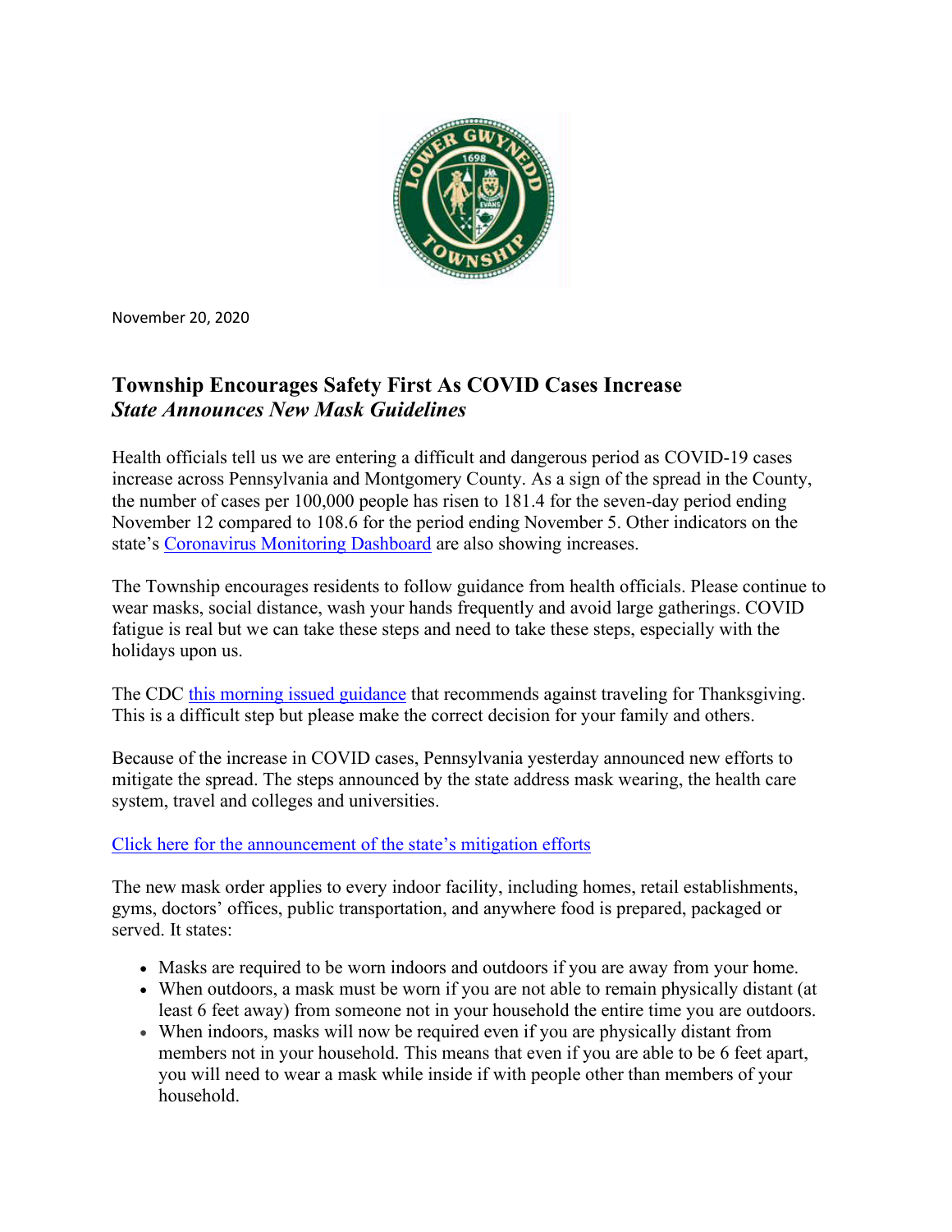November 20, 2020

# Township Encourages Safety First As COVID Cases Increase
## *State Announces New Mask Guidelines*

Health officials tell us we are entering a difficult and dangerous period as COVID-19 cases increase across Pennsylvania and Montgomery County. As a sign of the spread in the County, the number of cases per 100,000 people has risen to 181.4 for the seven-day period ending November 12 compared to 108.6 for the period ending November 5. Other indicators on the state's Coronavirus Monitoring Dashboard are also showing increases.

The Township encourages residents to follow guidance from health officials. Please continue to wear masks, social distance, wash your hands frequently and avoid large gatherings. COVID fatigue is real but we can take these steps and need to take these steps, especially with the holidays upon us.

The CDC this morning issued guidance that recommends against traveling for Thanksgiving. This is a difficult step but please make the correct decision for your family and others.

Because of the increase in COVID cases, Pennsylvania yesterday announced new efforts to mitigate the spread. The steps announced by the state address mask wearing, the health care system, travel and colleges and universities.

Click here for the announcement of the state's mitigation efforts

The new mask order applies to every indoor facility, including homes, retail establishments, gyms, doctors' offices, public transportation, and anywhere food is prepared, packaged or served. It states:

- Masks are required to be worn indoors and outdoors if you are away from your home.
- When outdoors, a mask must be worn if you are not able to remain physically distant (at least 6 feet away) from someone not in your household the entire time you are outdoors.
- When indoors, masks will now be required even if you are physically distant from members not in your household. This means that even if you are able to be 6 feet apart, you will need to wear a mask while inside if with people other than members of your household.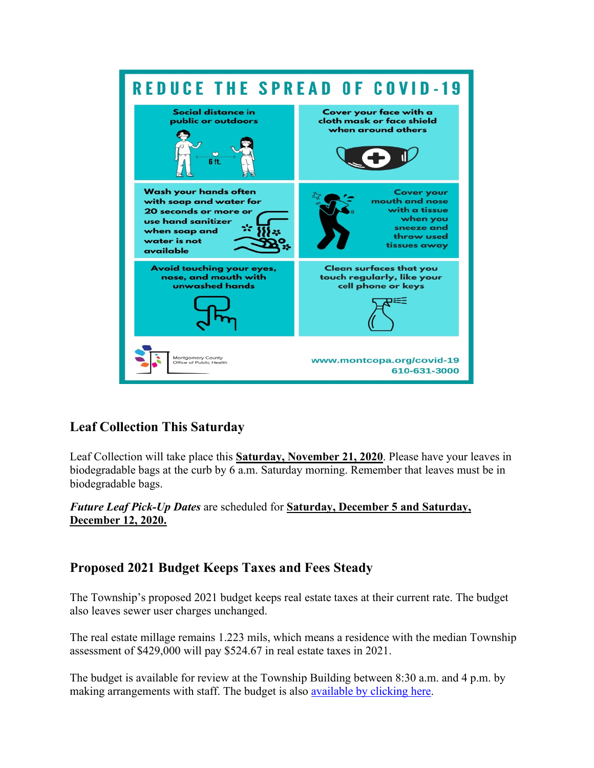# REDUCE THE SPREAD OF COVID-19

Social distance in public or outdoors

6 ft.

Cover your face with a cloth mask or face shield when around others

Wash your hands often with soap and water for 20 seconds or more or use hand sanitizer when soap and water is not available

Cover your mouth and nose with a tissue when you sneeze and throw used tissues away

Avoid touching your eyes, nose, and mouth with unwashed hands

Clean surfaces that you touch regularly, like your cell phone or keys

Montgomery County Office of Public Health

www.montcopa.org/covid-19
610-631-3000

## Leaf Collection This Saturday

Leaf Collection will take place this **Saturday, November 21, 2020**. Please have your leaves in biodegradable bags at the curb by 6 a.m. Saturday morning. Remember that leaves must be in biodegradable bags.

***Future Leaf Pick-Up Dates*** are scheduled for **Saturday, December 5 and Saturday, December 12, 2020.**

## Proposed 2021 Budget Keeps Taxes and Fees Steady

The Township's proposed 2021 budget keeps real estate taxes at their current rate. The budget also leaves sewer user charges unchanged.

The real estate millage remains 1.223 mils, which means a residence with the median Township assessment of $429,000 will pay $524.67 in real estate taxes in 2021.

The budget is available for review at the Township Building between 8:30 a.m. and 4 p.m. by making arrangements with staff. The budget is also available by clicking here.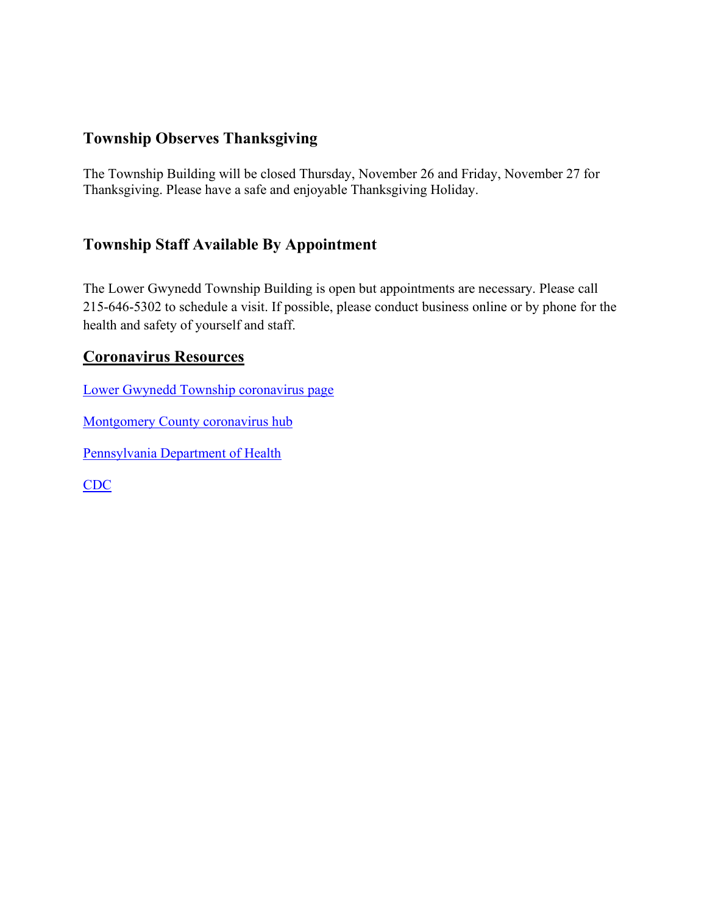## Township Observes Thanksgiving

The Township Building will be closed Thursday, November 26 and Friday, November 27 for Thanksgiving. Please have a safe and enjoyable Thanksgiving Holiday.

## Township Staff Available By Appointment

The Lower Gwynedd Township Building is open but appointments are necessary. Please call 215-646-5302 to schedule a visit. If possible, please conduct business online or by phone for the health and safety of yourself and staff.

## Coronavirus Resources

Lower Gwynedd Township coronavirus page

Montgomery County coronavirus hub

Pennsylvania Department of Health

CDC